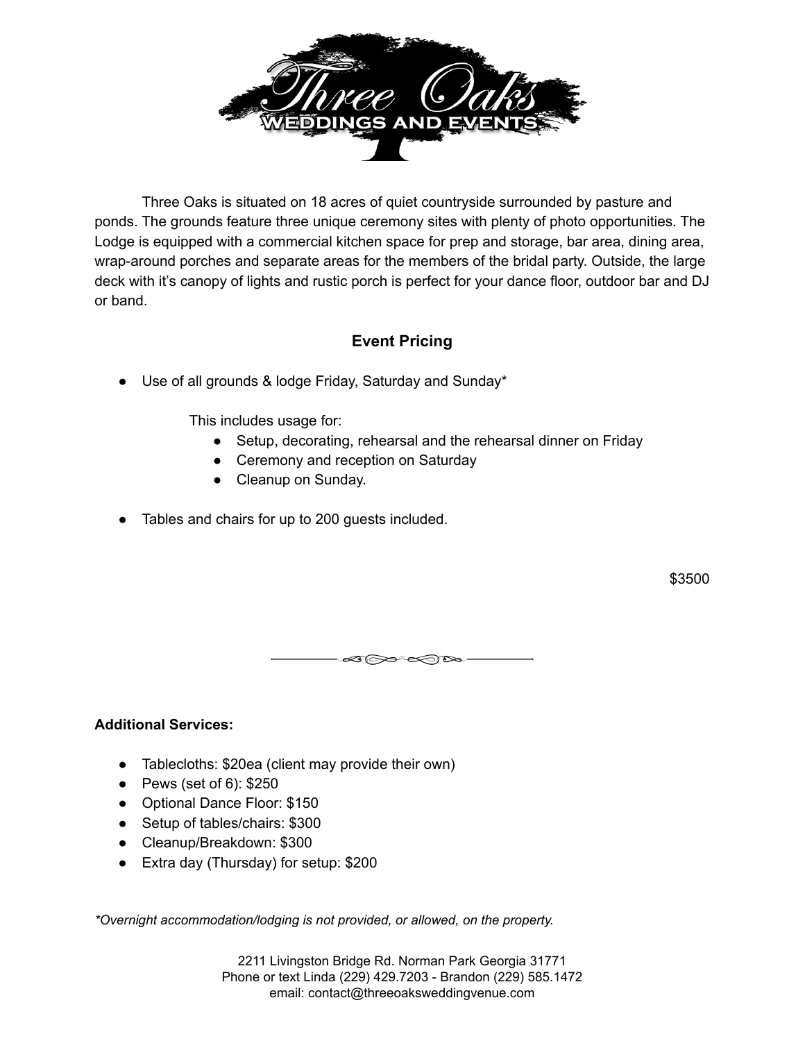# Three Oaks WEDDINGS AND EVENTS

Three Oaks is situated on 18 acres of quiet countryside surrounded by pasture and ponds. The grounds feature three unique ceremony sites with plenty of photo opportunities. The Lodge is equipped with a commercial kitchen space for prep and storage, bar area, dining area, wrap-around porches and separate areas for the members of the bridal party. Outside, the large deck with it's canopy of lights and rustic porch is perfect for your dance floor, outdoor bar and DJ or band.

## Event Pricing

- Use of all grounds & lodge Friday, Saturday and Sunday*

  This includes usage for:
  - Setup, decorating, rehearsal and the rehearsal dinner on Friday
  - Ceremony and reception on Saturday
  - Cleanup on Sunday.

- Tables and chairs for up to 200 guests included.

$3500

---

**Additional Services:**

- Tablecloths: $20ea (client may provide their own)
- Pews (set of 6): $250
- Optional Dance Floor: $150
- Setup of tables/chairs: $300
- Cleanup/Breakdown: $300
- Extra day (Thursday) for setup: $200

*\*Overnight accommodation/lodging is not provided, or allowed, on the property.*

2211 Livingston Bridge Rd. Norman Park Georgia 31771
Phone or text Linda (229) 429.7203 - Brandon (229) 585.1472
email: contact@threeoaksweddingvenue.com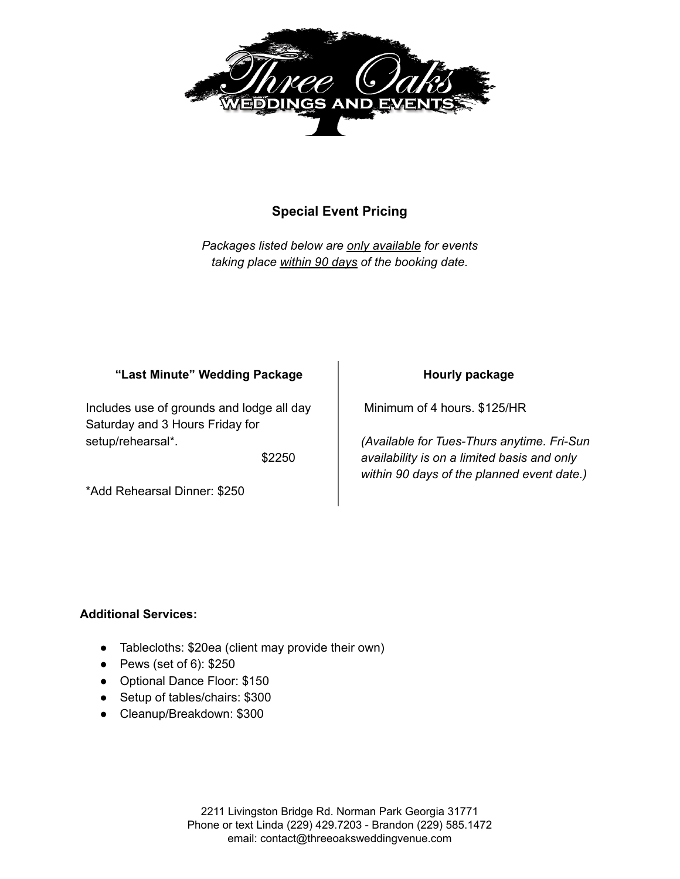# Three Oaks

WEDDINGS AND EVENTS

## Special Event Pricing

*Packages listed below are only available for events taking place within 90 days of the booking date.*

### "Last Minute" Wedding Package

Includes use of grounds and lodge all day Saturday and 3 Hours Friday for setup/rehearsal*.

$2250

*Add Rehearsal Dinner: $250

### Hourly package

Minimum of 4 hours. $125/HR

*(Available for Tues-Thurs anytime. Fri-Sun availability is on a limited basis and only within 90 days of the planned event date.)*

**Additional Services:**

- Tablecloths: $20ea (client may provide their own)
- Pews (set of 6): $250
- Optional Dance Floor: $150
- Setup of tables/chairs: $300
- Cleanup/Breakdown: $300

2211 Livingston Bridge Rd. Norman Park Georgia 31771
Phone or text Linda (229) 429.7203 - Brandon (229) 585.1472
email: contact@threeoaksweddingvenue.com